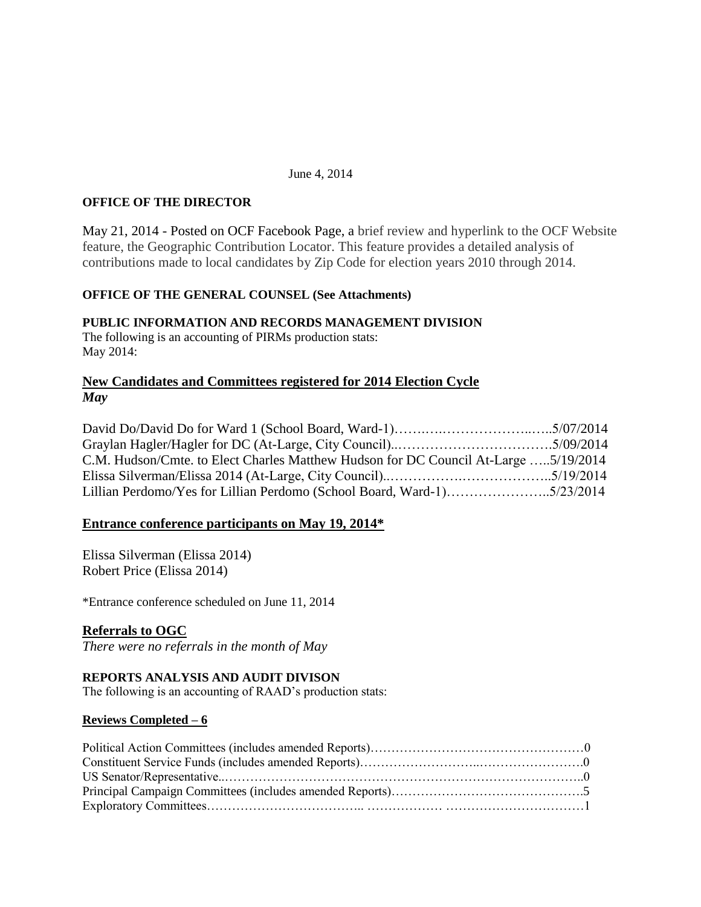June 4, 2014

**OFFICE OF THE DIRECTOR**

May 21, 2014 - Posted on OCF Facebook Page, a brief review and hyperlink to the OCF Website feature, the Geographic Contribution Locator. This feature provides a detailed analysis of contributions made to local candidates by Zip Code for election years 2010 through 2014.

**OFFICE OF THE GENERAL COUNSEL (See Attachments)**

**PUBLIC INFORMATION AND RECORDS MANAGEMENT DIVISION**

The following is an accounting of PIRMs production stats:
May 2014:

## New Candidates and Committees registered for 2014 Election Cycle

***May***

David Do/David Do for Ward 1 (School Board, Ward-1)…….….………………..…..5/07/2014
Graylan Hagler/Hagler for DC (At-Large, City Council)..…………………………….5/09/2014
C.M. Hudson/Cmte. to Elect Charles Matthew Hudson for DC Council At-Large …..5/19/2014
Elissa Silverman/Elissa 2014 (At-Large, City Council)..……………..………………..5/19/2014
Lillian Perdomo/Yes for Lillian Perdomo (School Board, Ward-1)…………………..5/23/2014

## Entrance conference participants on May 19, 2014*

Elissa Silverman (Elissa 2014)
Robert Price (Elissa 2014)

*Entrance conference scheduled on June 11, 2014

## Referrals to OGC

*There were no referrals in the month of May*

**REPORTS ANALYSIS AND AUDIT DIVISON**

The following is an accounting of RAAD's production stats:

**Reviews Completed – 6**

Political Action Committees (includes amended Reports)……………………………………………0
Constituent Service Funds (includes amended Reports)………………………..…………………….0
US Senator/Representative..……………………………………………………………………………..0
Principal Campaign Committees (includes amended Reports)……………………………………….5
Exploratory Committees……………………………….. …………….. ……………………………1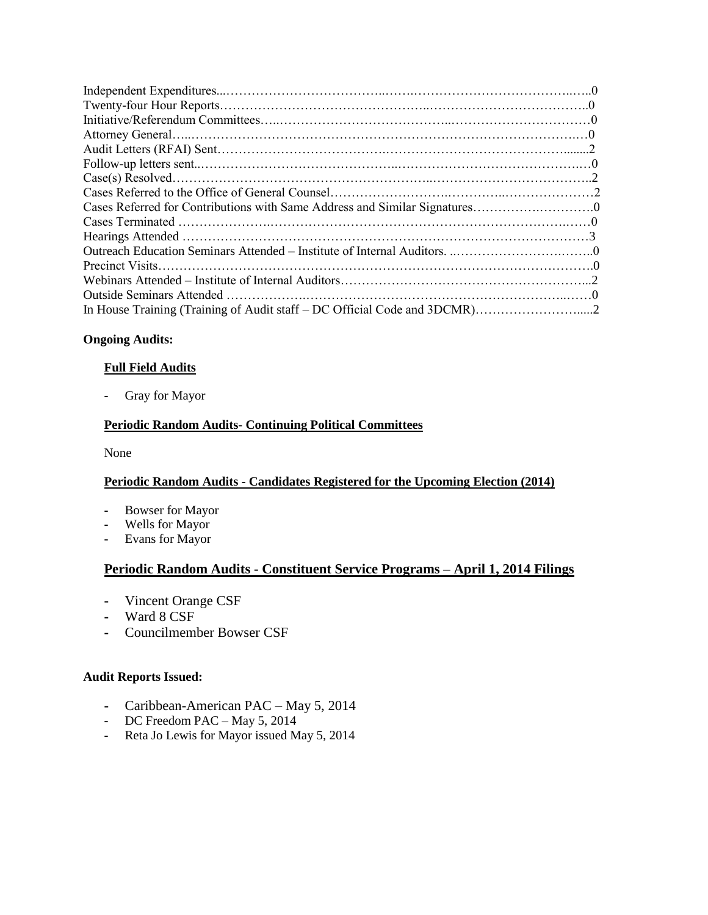Independent Expenditures......................................................................................0
Twenty-four Hour Reports......................................................................................0
Initiative/Referendum Committees..........................................................................0
Attorney General....................................................................................................0
Audit Letters (RFAI) Sent.......................................................................................2
Follow-up letters sent..............................................................................................0
Case(s) Resolved.....................................................................................................2
Cases Referred to the Office of General Counsel.....................................................2
Cases Referred for Contributions with Same Address and Similar Signatures...........0
Cases Terminated ....................................................................................................0
Hearings Attended ..................................................................................................3
Outreach Education Seminars Attended – Institute of Internal Auditors. ...................0
Precinct Visits..........................................................................................................0
Webinars Attended – Institute of Internal Auditors...................................................2
Outside Seminars Attended .....................................................................................0
In House Training (Training of Audit staff – DC Official Code and 3DCMR)..............2

**Ongoing Audits:**

**Full Field Audits**

- Gray for Mayor

**Periodic Random Audits- Continuing Political Committees**

None

**Periodic Random Audits - Candidates Registered for the Upcoming Election (2014)**

- Bowser for Mayor
- Wells for Mayor
- Evans for Mayor

**Periodic Random Audits - Constituent Service Programs – April 1, 2014 Filings**

- Vincent Orange CSF
- Ward 8 CSF
- Councilmember Bowser CSF

**Audit Reports Issued:**

- Caribbean-American PAC – May 5, 2014
- DC Freedom PAC – May 5, 2014
- Reta Jo Lewis for Mayor issued May 5, 2014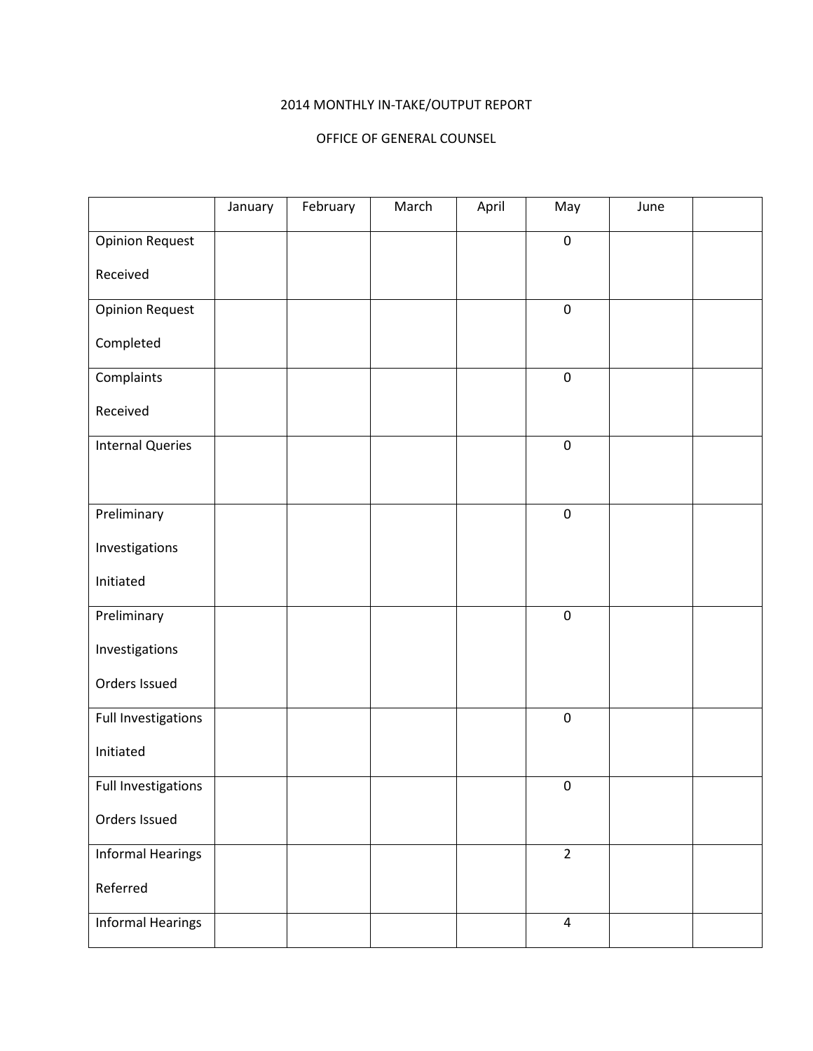2014 MONTHLY IN-TAKE/OUTPUT REPORT

OFFICE OF GENERAL COUNSEL

| | January | February | March | April | May | June | |
|---|---|---|---|---|---|---|---|
| Opinion Request Received | | | | | 0 | | |
| Opinion Request Completed | | | | | 0 | | |
| Complaints Received | | | | | 0 | | |
| Internal Queries | | | | | 0 | | |
| Preliminary Investigations Initiated | | | | | 0 | | |
| Preliminary Investigations Orders Issued | | | | | 0 | | |
| Full Investigations Initiated | | | | | 0 | | |
| Full Investigations Orders Issued | | | | | 0 | | |
| Informal Hearings Referred | | | | | 2 | | |
| Informal Hearings | | | | | 4 | | |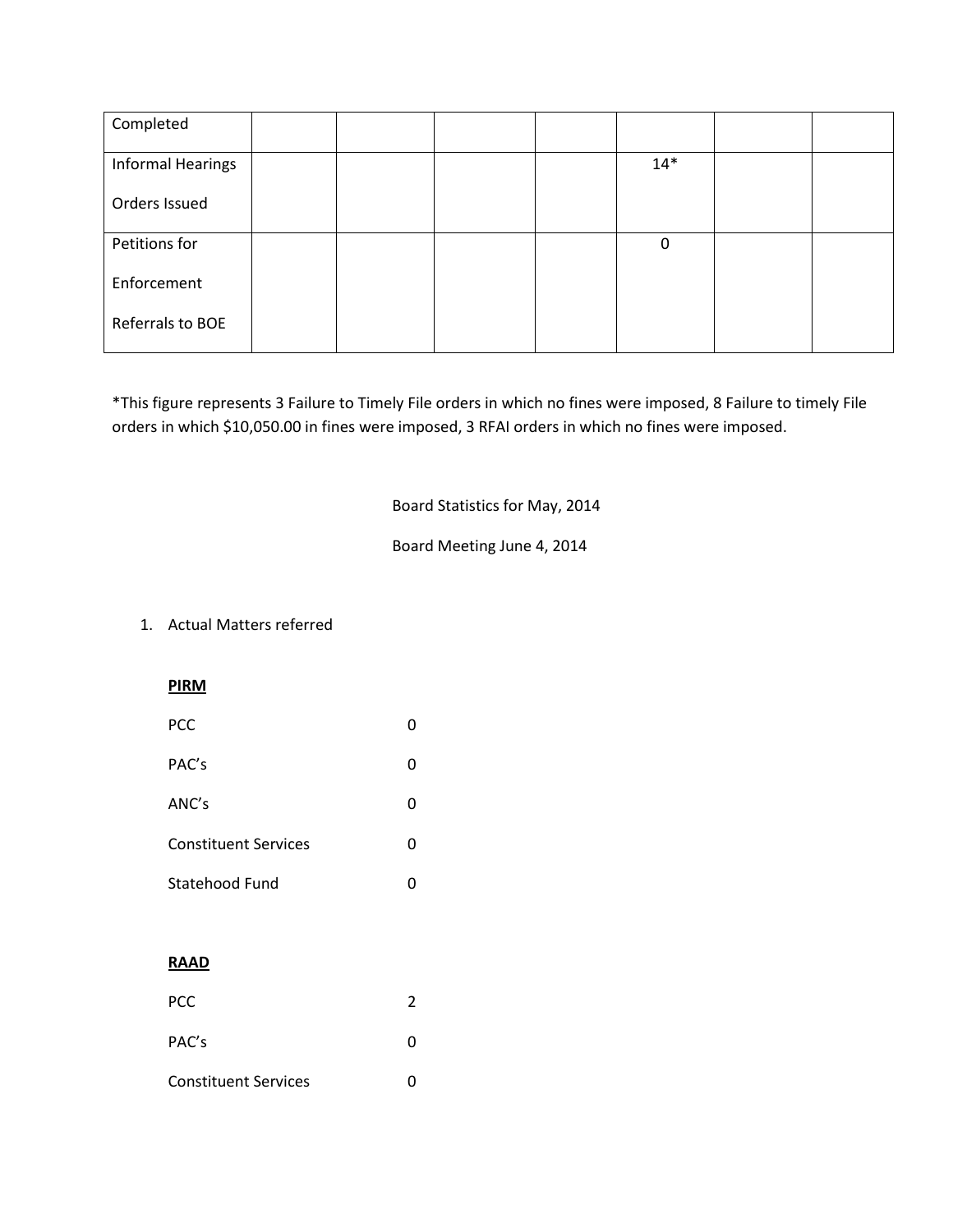| Completed | | | | | | | |
|---|---|---|---|---|---|---|---|
| Informal Hearings Orders Issued | | | | | 14* | | |
| Petitions for Enforcement Referrals to BOE | | | | | 0 | | |

*This figure represents 3 Failure to Timely File orders in which no fines were imposed, 8 Failure to timely File orders in which $10,050.00 in fines were imposed, 3 RFAI orders in which no fines were imposed.

Board Statistics for May, 2014

Board Meeting June 4, 2014

1. Actual Matters referred

**PIRM**

| | |
|---|---|
| PCC | 0 |
| PAC's | 0 |
| ANC's | 0 |
| Constituent Services | 0 |
| Statehood Fund | 0 |

**RAAD**

| | |
|---|---|
| PCC | 2 |
| PAC's | 0 |
| Constituent Services | 0 |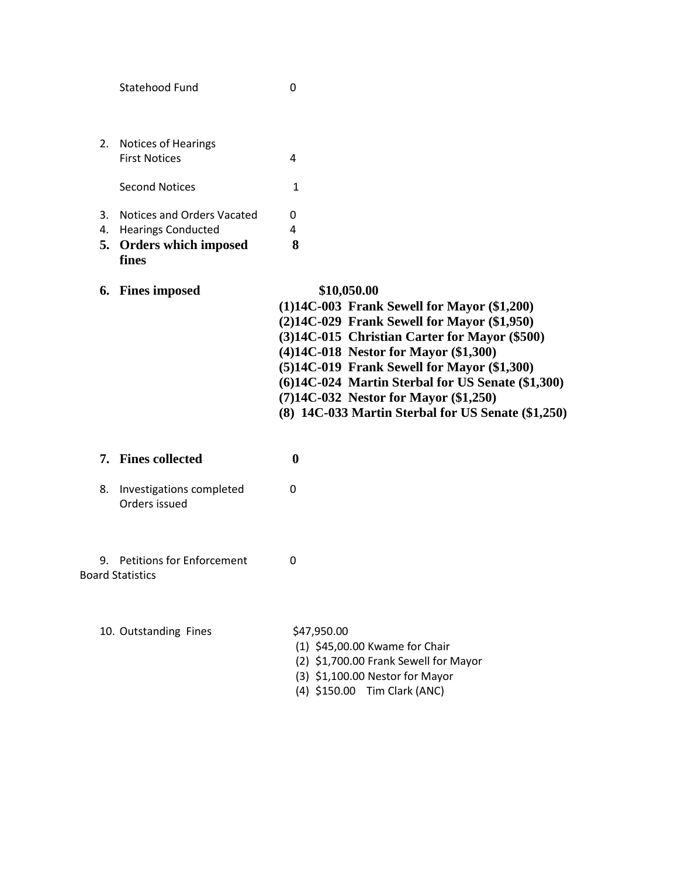Statehood Fund 0

2. Notices of Hearings
   First Notices 4

   Second Notices 1

3. Notices and Orders Vacated 0
4. Hearings Conducted 4
5. **Orders which imposed fines** **8**

6. **Fines imposed** **$10,050.00**

   **(1)14C-003 Frank Sewell for Mayor ($1,200)**
   **(2)14C-029 Frank Sewell for Mayor ($1,950)**
   **(3)14C-015 Christian Carter for Mayor ($500)**
   **(4)14C-018 Nestor for Mayor ($1,300)**
   **(5)14C-019 Frank Sewell for Mayor ($1,300)**
   **(6)14C-024 Martin Sterbal for US Senate ($1,300)**
   **(7)14C-032 Nestor for Mayor ($1,250)**
   **(8) 14C-033 Martin Sterbal for US Senate ($1,250)**

7. **Fines collected** **0**

8. Investigations completed Orders issued 0

9. Petitions for Enforcement Board Statistics 0

10. Outstanding Fines $47,950.00

    (1) $45,00.00 Kwame for Chair
    (2) $1,700.00 Frank Sewell for Mayor
    (3) $1,100.00 Nestor for Mayor
    (4) $150.00 Tim Clark (ANC)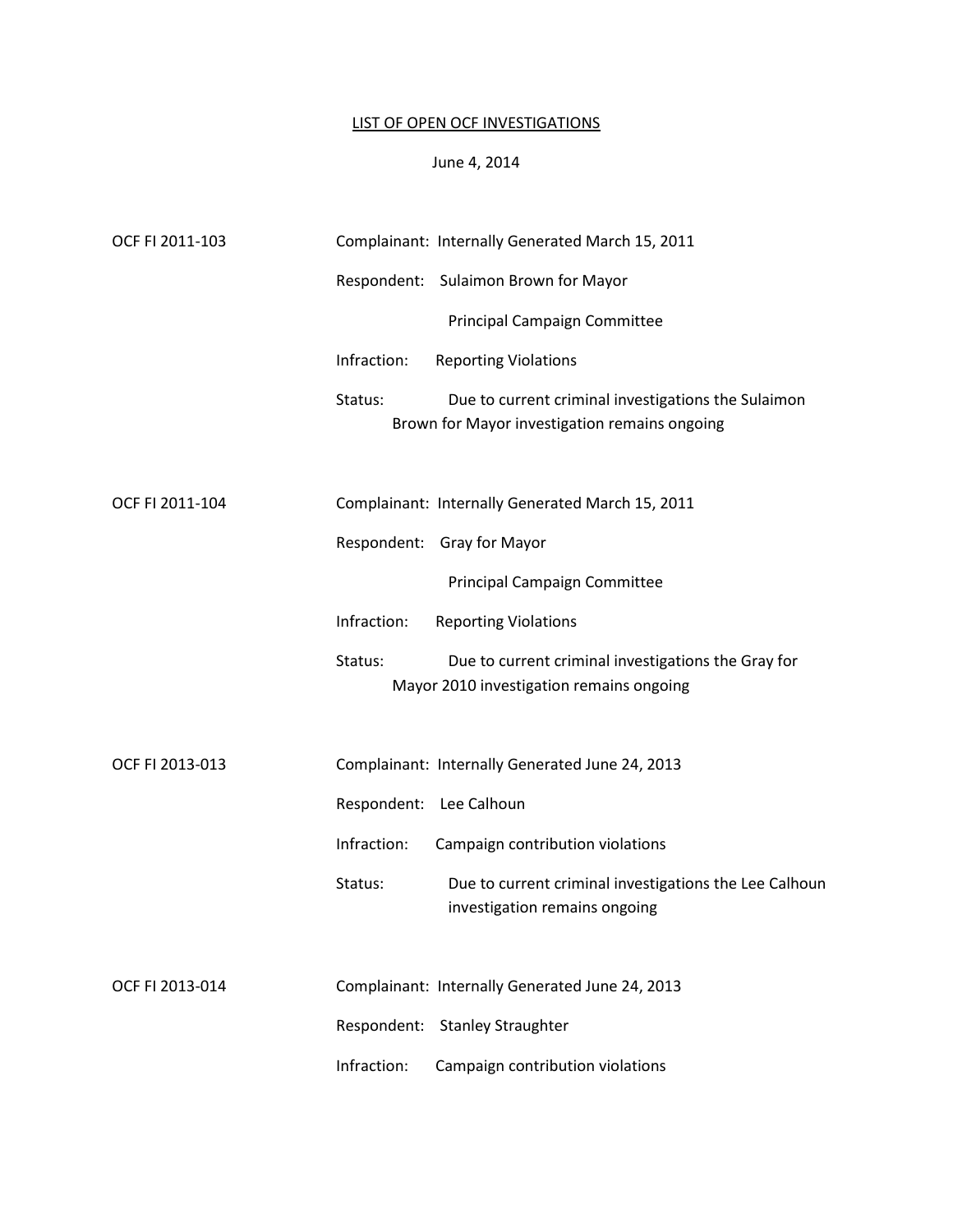<u>LIST OF OPEN OCF INVESTIGATIONS</u>

June 4, 2014

OCF FI 2011-103

Complainant: Internally Generated March 15, 2011

Respondent: Sulaimon Brown for Mayor
Principal Campaign Committee

Infraction: Reporting Violations

Status: Due to current criminal investigations the Sulaimon Brown for Mayor investigation remains ongoing

OCF FI 2011-104

Complainant: Internally Generated March 15, 2011

Respondent: Gray for Mayor
Principal Campaign Committee

Infraction: Reporting Violations

Status: Due to current criminal investigations the Gray for Mayor 2010 investigation remains ongoing

OCF FI 2013-013

Complainant: Internally Generated June 24, 2013

Respondent: Lee Calhoun

Infraction: Campaign contribution violations

Status: Due to current criminal investigations the Lee Calhoun investigation remains ongoing

OCF FI 2013-014

Complainant: Internally Generated June 24, 2013

Respondent: Stanley Straughter

Infraction: Campaign contribution violations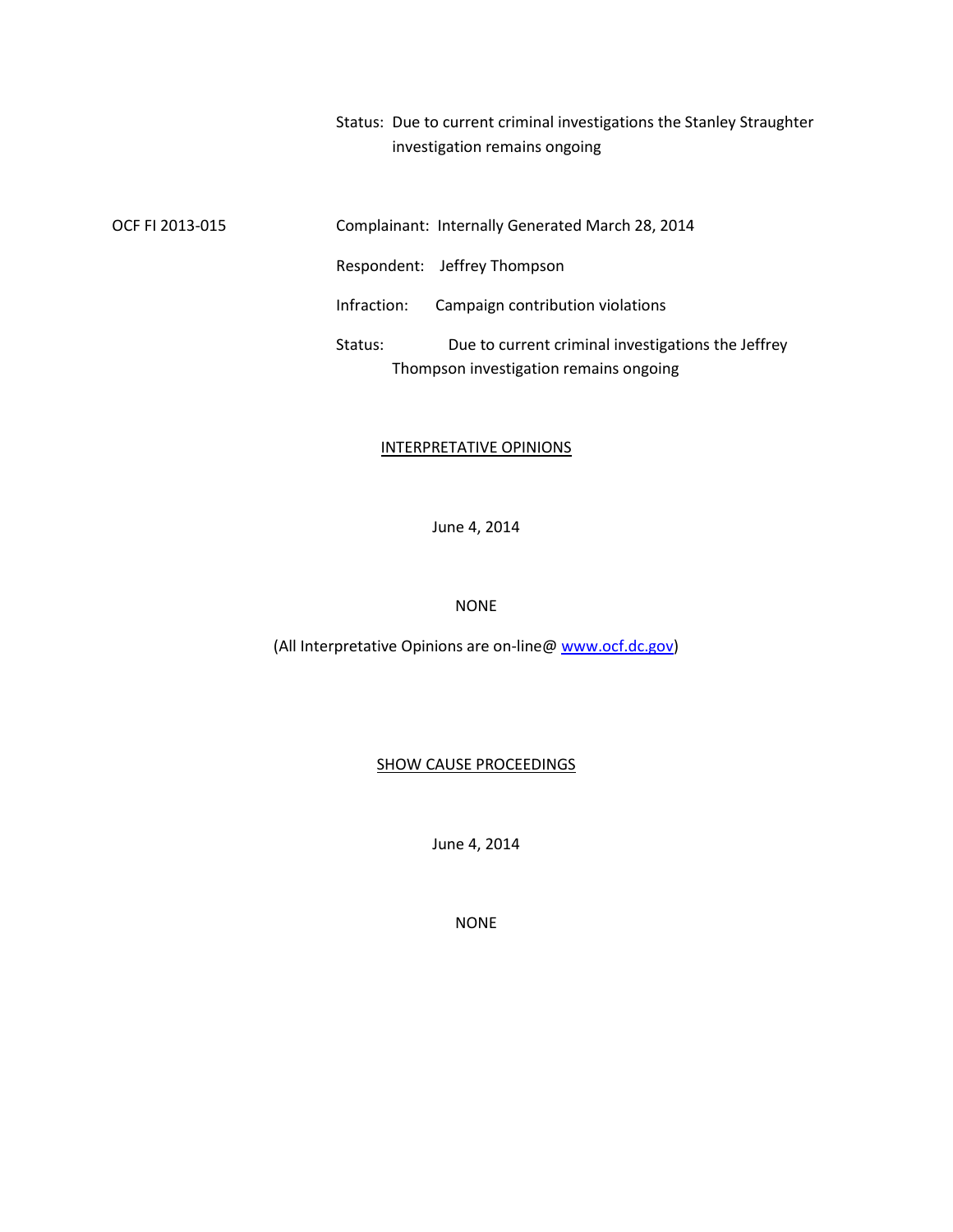Status: Due to current criminal investigations the Stanley Straughter investigation remains ongoing

OCF FI 2013-015

Complainant: Internally Generated March 28, 2014

Respondent: Jeffrey Thompson

Infraction: Campaign contribution violations

Status: Due to current criminal investigations the Jeffrey Thompson investigation remains ongoing

## INTERPRETATIVE OPINIONS

June 4, 2014

NONE

(All Interpretative Opinions are on-line@ www.ocf.dc.gov)

## SHOW CAUSE PROCEEDINGS

June 4, 2014

NONE